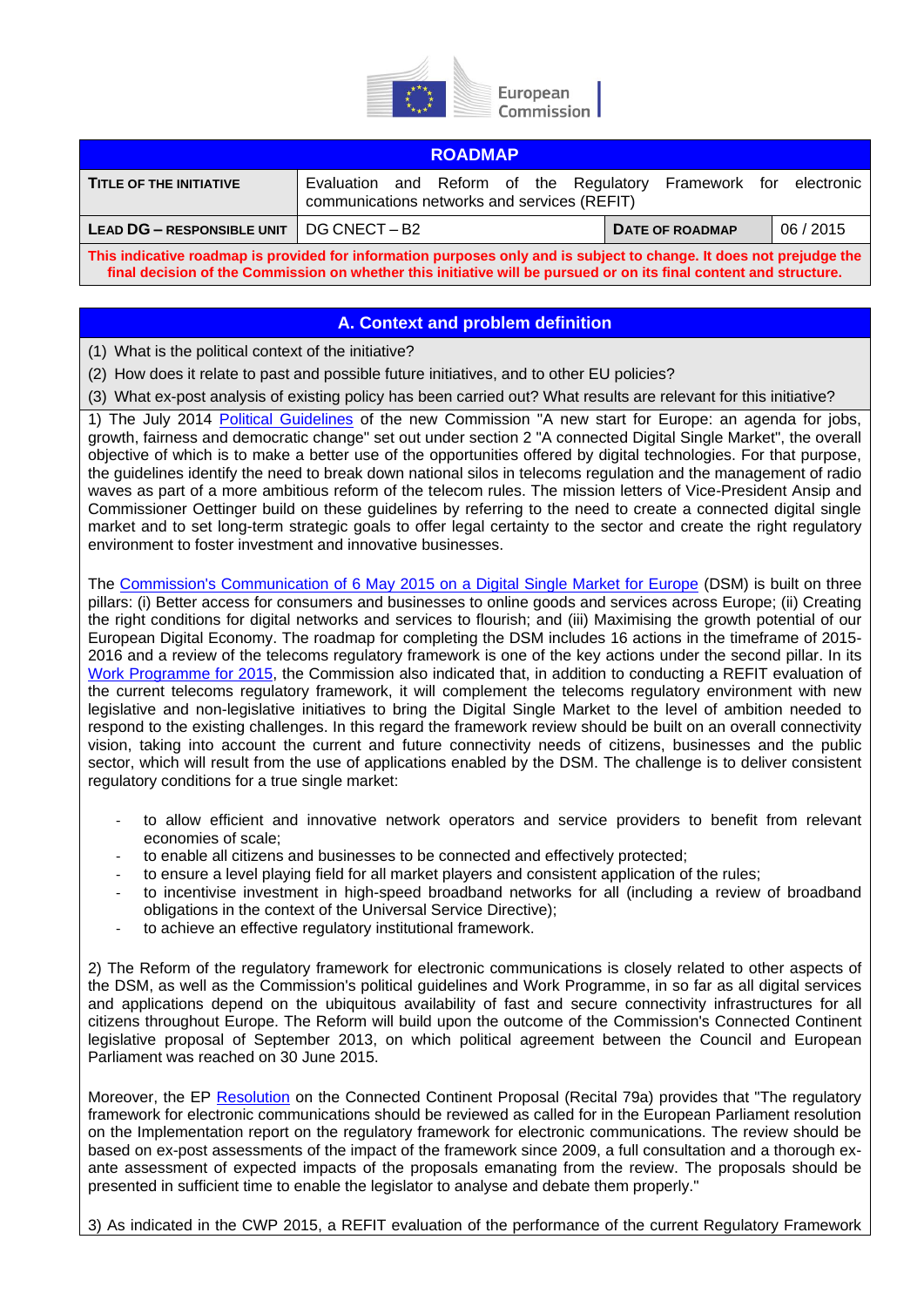European Commission

| ROADMAP | | | |
|---|---|---|---|
| **TITLE OF THE INITIATIVE** | Evaluation and Reform of the Regulatory Framework for electronic communications networks and services (REFIT) | | |
| **LEAD DG – RESPONSIBLE UNIT** | DG CNECT – B2 | **DATE OF ROADMAP** | 06 / 2015 |

**This indicative roadmap is provided for information purposes only and is subject to change. It does not prejudge the final decision of the Commission on whether this initiative will be pursued or on its final content and structure.**

## A. Context and problem definition

(1) What is the political context of the initiative?

(2) How does it relate to past and possible future initiatives, and to other EU policies?

(3) What ex-post analysis of existing policy has been carried out? What results are relevant for this initiative?

1) The July 2014 Political Guidelines of the new Commission "A new start for Europe: an agenda for jobs, growth, fairness and democratic change" set out under section 2 "A connected Digital Single Market", the overall objective of which is to make a better use of the opportunities offered by digital technologies. For that purpose, the guidelines identify the need to break down national silos in telecoms regulation and the management of radio waves as part of a more ambitious reform of the telecom rules. The mission letters of Vice-President Ansip and Commissioner Oettinger build on these guidelines by referring to the need to create a connected digital single market and to set long-term strategic goals to offer legal certainty to the sector and create the right regulatory environment to foster investment and innovative businesses.

The Commission's Communication of 6 May 2015 on a Digital Single Market for Europe (DSM) is built on three pillars: (i) Better access for consumers and businesses to online goods and services across Europe; (ii) Creating the right conditions for digital networks and services to flourish; and (iii) Maximising the growth potential of our European Digital Economy. The roadmap for completing the DSM includes 16 actions in the timeframe of 2015-2016 and a review of the telecoms regulatory framework is one of the key actions under the second pillar. In its Work Programme for 2015, the Commission also indicated that, in addition to conducting a REFIT evaluation of the current telecoms regulatory framework, it will complement the telecoms regulatory environment with new legislative and non-legislative initiatives to bring the Digital Single Market to the level of ambition needed to respond to the existing challenges. In this regard the framework review should be built on an overall connectivity vision, taking into account the current and future connectivity needs of citizens, businesses and the public sector, which will result from the use of applications enabled by the DSM. The challenge is to deliver consistent regulatory conditions for a true single market:

- to allow efficient and innovative network operators and service providers to benefit from relevant economies of scale;
- to enable all citizens and businesses to be connected and effectively protected;
- to ensure a level playing field for all market players and consistent application of the rules;
- to incentivise investment in high-speed broadband networks for all (including a review of broadband obligations in the context of the Universal Service Directive);
- to achieve an effective regulatory institutional framework.

2) The Reform of the regulatory framework for electronic communications is closely related to other aspects of the DSM, as well as the Commission's political guidelines and Work Programme, in so far as all digital services and applications depend on the ubiquitous availability of fast and secure connectivity infrastructures for all citizens throughout Europe. The Reform will build upon the outcome of the Commission's Connected Continent legislative proposal of September 2013, on which political agreement between the Council and European Parliament was reached on 30 June 2015.

Moreover, the EP Resolution on the Connected Continent Proposal (Recital 79a) provides that "The regulatory framework for electronic communications should be reviewed as called for in the European Parliament resolution on the Implementation report on the regulatory framework for electronic communications. The review should be based on ex-post assessments of the impact of the framework since 2009, a full consultation and a thorough ex-ante assessment of expected impacts of the proposals emanating from the review. The proposals should be presented in sufficient time to enable the legislator to analyse and debate them properly."

3) As indicated in the CWP 2015, a REFIT evaluation of the performance of the current Regulatory Framework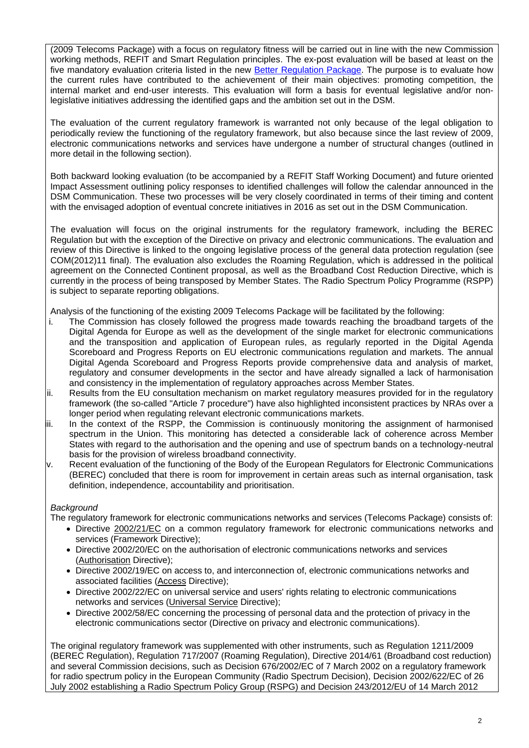(2009 Telecoms Package) with a focus on regulatory fitness will be carried out in line with the new Commission working methods, REFIT and Smart Regulation principles. The ex-post evaluation will be based at least on the five mandatory evaluation criteria listed in the new Better Regulation Package. The purpose is to evaluate how the current rules have contributed to the achievement of their main objectives: promoting competition, the internal market and end-user interests. This evaluation will form a basis for eventual legislative and/or non-legislative initiatives addressing the identified gaps and the ambition set out in the DSM.

The evaluation of the current regulatory framework is warranted not only because of the legal obligation to periodically review the functioning of the regulatory framework, but also because since the last review of 2009, electronic communications networks and services have undergone a number of structural changes (outlined in more detail in the following section).

Both backward looking evaluation (to be accompanied by a REFIT Staff Working Document) and future oriented Impact Assessment outlining policy responses to identified challenges will follow the calendar announced in the DSM Communication. These two processes will be very closely coordinated in terms of their timing and content with the envisaged adoption of eventual concrete initiatives in 2016 as set out in the DSM Communication.

The evaluation will focus on the original instruments for the regulatory framework, including the BEREC Regulation but with the exception of the Directive on privacy and electronic communications. The evaluation and review of this Directive is linked to the ongoing legislative process of the general data protection regulation (see COM(2012)11 final). The evaluation also excludes the Roaming Regulation, which is addressed in the political agreement on the Connected Continent proposal, as well as the Broadband Cost Reduction Directive, which is currently in the process of being transposed by Member States. The Radio Spectrum Policy Programme (RSPP) is subject to separate reporting obligations.

Analysis of the functioning of the existing 2009 Telecoms Package will be facilitated by the following:

i. The Commission has closely followed the progress made towards reaching the broadband targets of the Digital Agenda for Europe as well as the development of the single market for electronic communications and the transposition and application of European rules, as regularly reported in the Digital Agenda Scoreboard and Progress Reports on EU electronic communications regulation and markets. The annual Digital Agenda Scoreboard and Progress Reports provide comprehensive data and analysis of market, regulatory and consumer developments in the sector and have already signalled a lack of harmonisation and consistency in the implementation of regulatory approaches across Member States.
ii. Results from the EU consultation mechanism on market regulatory measures provided for in the regulatory framework (the so-called "Article 7 procedure") have also highlighted inconsistent practices by NRAs over a longer period when regulating relevant electronic communications markets.
iii. In the context of the RSPP, the Commission is continuously monitoring the assignment of harmonised spectrum in the Union. This monitoring has detected a considerable lack of coherence across Member States with regard to the authorisation and the opening and use of spectrum bands on a technology-neutral basis for the provision of wireless broadband connectivity.
v. Recent evaluation of the functioning of the Body of the European Regulators for Electronic Communications (BEREC) concluded that there is room for improvement in certain areas such as internal organisation, task definition, independence, accountability and prioritisation.

*Background*

The regulatory framework for electronic communications networks and services (Telecoms Package) consists of:

- Directive 2002/21/EC on a common regulatory framework for electronic communications networks and services (Framework Directive);
- Directive 2002/20/EC on the authorisation of electronic communications networks and services (Authorisation Directive);
- Directive 2002/19/EC on access to, and interconnection of, electronic communications networks and associated facilities (Access Directive);
- Directive 2002/22/EC on universal service and users' rights relating to electronic communications networks and services (Universal Service Directive);
- Directive 2002/58/EC concerning the processing of personal data and the protection of privacy in the electronic communications sector (Directive on privacy and electronic communications).

The original regulatory framework was supplemented with other instruments, such as Regulation 1211/2009 (BEREC Regulation), Regulation 717/2007 (Roaming Regulation), Directive 2014/61 (Broadband cost reduction) and several Commission decisions, such as Decision 676/2002/EC of 7 March 2002 on a regulatory framework for radio spectrum policy in the European Community (Radio Spectrum Decision), Decision 2002/622/EC of 26 July 2002 establishing a Radio Spectrum Policy Group (RSPG) and Decision 243/2012/EU of 14 March 2012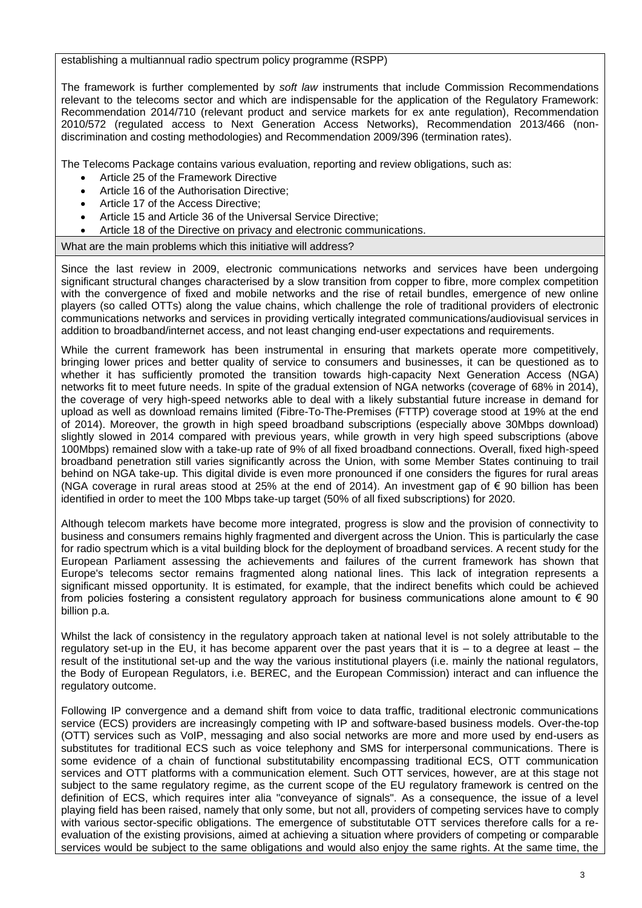establishing a multiannual radio spectrum policy programme (RSPP)

The framework is further complemented by *soft law* instruments that include Commission Recommendations relevant to the telecoms sector and which are indispensable for the application of the Regulatory Framework: Recommendation 2014/710 (relevant product and service markets for ex ante regulation), Recommendation 2010/572 (regulated access to Next Generation Access Networks), Recommendation 2013/466 (non-discrimination and costing methodologies) and Recommendation 2009/396 (termination rates).

The Telecoms Package contains various evaluation, reporting and review obligations, such as:

- Article 25 of the Framework Directive
- Article 16 of the Authorisation Directive;
- Article 17 of the Access Directive;
- Article 15 and Article 36 of the Universal Service Directive;
- Article 18 of the Directive on privacy and electronic communications.

## What are the main problems which this initiative will address?

Since the last review in 2009, electronic communications networks and services have been undergoing significant structural changes characterised by a slow transition from copper to fibre, more complex competition with the convergence of fixed and mobile networks and the rise of retail bundles, emergence of new online players (so called OTTs) along the value chains, which challenge the role of traditional providers of electronic communications networks and services in providing vertically integrated communications/audiovisual services in addition to broadband/internet access, and not least changing end-user expectations and requirements.

While the current framework has been instrumental in ensuring that markets operate more competitively, bringing lower prices and better quality of service to consumers and businesses, it can be questioned as to whether it has sufficiently promoted the transition towards high-capacity Next Generation Access (NGA) networks fit to meet future needs. In spite of the gradual extension of NGA networks (coverage of 68% in 2014), the coverage of very high-speed networks able to deal with a likely substantial future increase in demand for upload as well as download remains limited (Fibre-To-The-Premises (FTTP) coverage stood at 19% at the end of 2014). Moreover, the growth in high speed broadband subscriptions (especially above 30Mbps download) slightly slowed in 2014 compared with previous years, while growth in very high speed subscriptions (above 100Mbps) remained slow with a take-up rate of 9% of all fixed broadband connections. Overall, fixed high-speed broadband penetration still varies significantly across the Union, with some Member States continuing to trail behind on NGA take-up. This digital divide is even more pronounced if one considers the figures for rural areas (NGA coverage in rural areas stood at 25% at the end of 2014). An investment gap of € 90 billion has been identified in order to meet the 100 Mbps take-up target (50% of all fixed subscriptions) for 2020.

Although telecom markets have become more integrated, progress is slow and the provision of connectivity to business and consumers remains highly fragmented and divergent across the Union. This is particularly the case for radio spectrum which is a vital building block for the deployment of broadband services. A recent study for the European Parliament assessing the achievements and failures of the current framework has shown that Europe's telecoms sector remains fragmented along national lines. This lack of integration represents a significant missed opportunity. It is estimated, for example, that the indirect benefits which could be achieved from policies fostering a consistent regulatory approach for business communications alone amount to € 90 billion p.a.

Whilst the lack of consistency in the regulatory approach taken at national level is not solely attributable to the regulatory set-up in the EU, it has become apparent over the past years that it is – to a degree at least – the result of the institutional set-up and the way the various institutional players (i.e. mainly the national regulators, the Body of European Regulators, i.e. BEREC, and the European Commission) interact and can influence the regulatory outcome.

Following IP convergence and a demand shift from voice to data traffic, traditional electronic communications service (ECS) providers are increasingly competing with IP and software-based business models. Over-the-top (OTT) services such as VoIP, messaging and also social networks are more and more used by end-users as substitutes for traditional ECS such as voice telephony and SMS for interpersonal communications. There is some evidence of a chain of functional substitutability encompassing traditional ECS, OTT communication services and OTT platforms with a communication element. Such OTT services, however, are at this stage not subject to the same regulatory regime, as the current scope of the EU regulatory framework is centred on the definition of ECS, which requires inter alia "conveyance of signals". As a consequence, the issue of a level playing field has been raised, namely that only some, but not all, providers of competing services have to comply with various sector-specific obligations. The emergence of substitutable OTT services therefore calls for a re-evaluation of the existing provisions, aimed at achieving a situation where providers of competing or comparable services would be subject to the same obligations and would also enjoy the same rights. At the same time, the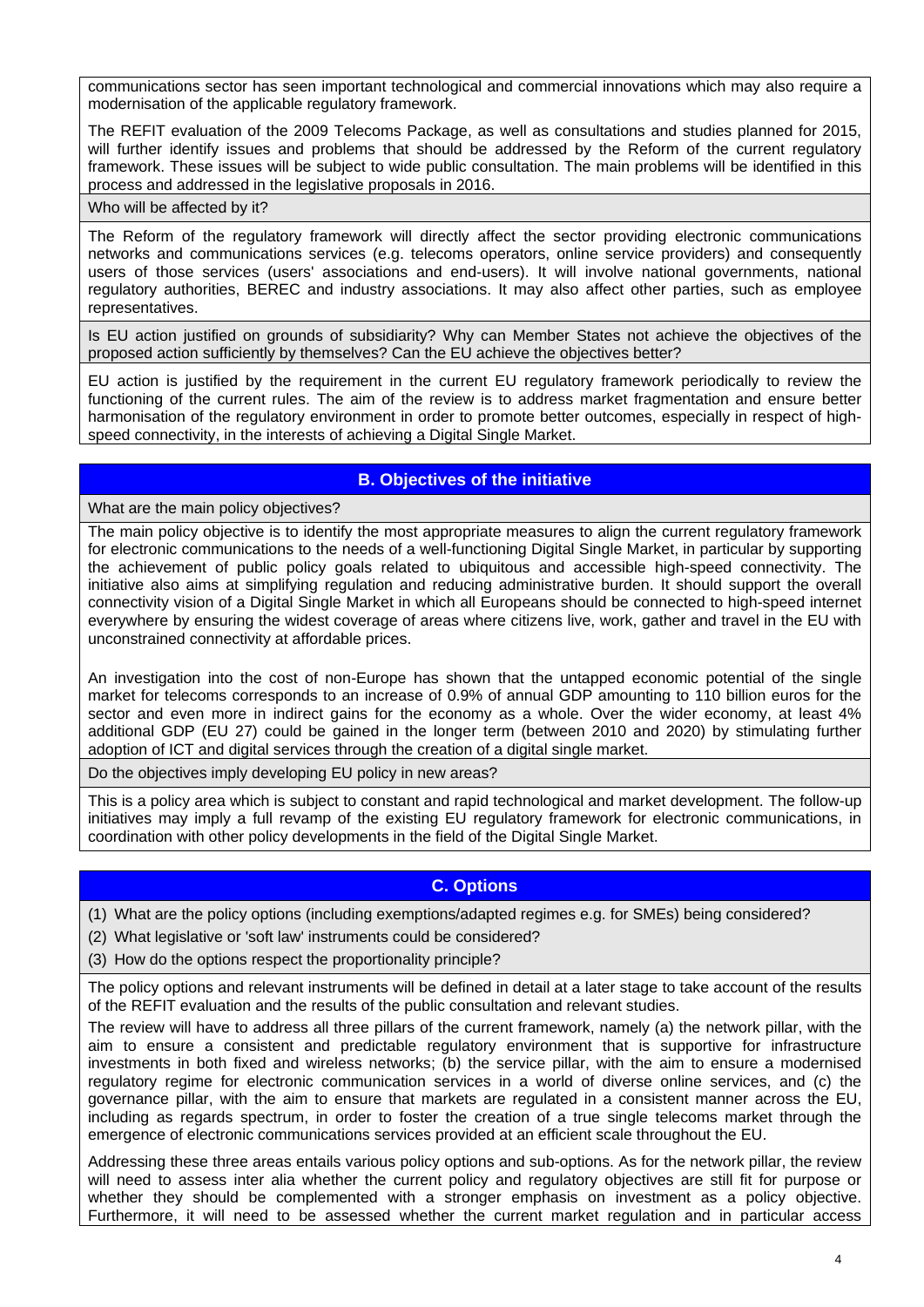communications sector has seen important technological and commercial innovations which may also require a modernisation of the applicable regulatory framework.

The REFIT evaluation of the 2009 Telecoms Package, as well as consultations and studies planned for 2015, will further identify issues and problems that should be addressed by the Reform of the current regulatory framework. These issues will be subject to wide public consultation. The main problems will be identified in this process and addressed in the legislative proposals in 2016.

**Who will be affected by it?**

The Reform of the regulatory framework will directly affect the sector providing electronic communications networks and communications services (e.g. telecoms operators, online service providers) and consequently users of those services (users' associations and end-users). It will involve national governments, national regulatory authorities, BEREC and industry associations. It may also affect other parties, such as employee representatives.

**Is EU action justified on grounds of subsidiarity? Why can Member States not achieve the objectives of the proposed action sufficiently by themselves? Can the EU achieve the objectives better?**

EU action is justified by the requirement in the current EU regulatory framework periodically to review the functioning of the current rules. The aim of the review is to address market fragmentation and ensure better harmonisation of the regulatory environment in order to promote better outcomes, especially in respect of high-speed connectivity, in the interests of achieving a Digital Single Market.

## B. Objectives of the initiative

**What are the main policy objectives?**

The main policy objective is to identify the most appropriate measures to align the current regulatory framework for electronic communications to the needs of a well-functioning Digital Single Market, in particular by supporting the achievement of public policy goals related to ubiquitous and accessible high-speed connectivity. The initiative also aims at simplifying regulation and reducing administrative burden. It should support the overall connectivity vision of a Digital Single Market in which all Europeans should be connected to high-speed internet everywhere by ensuring the widest coverage of areas where citizens live, work, gather and travel in the EU with unconstrained connectivity at affordable prices.

An investigation into the cost of non-Europe has shown that the untapped economic potential of the single market for telecoms corresponds to an increase of 0.9% of annual GDP amounting to 110 billion euros for the sector and even more in indirect gains for the economy as a whole. Over the wider economy, at least 4% additional GDP (EU 27) could be gained in the longer term (between 2010 and 2020) by stimulating further adoption of ICT and digital services through the creation of a digital single market.

**Do the objectives imply developing EU policy in new areas?**

This is a policy area which is subject to constant and rapid technological and market development. The follow-up initiatives may imply a full revamp of the existing EU regulatory framework for electronic communications, in coordination with other policy developments in the field of the Digital Single Market.

## C. Options

(1) What are the policy options (including exemptions/adapted regimes e.g. for SMEs) being considered?

(2) What legislative or 'soft law' instruments could be considered?

(3) How do the options respect the proportionality principle?

The policy options and relevant instruments will be defined in detail at a later stage to take account of the results of the REFIT evaluation and the results of the public consultation and relevant studies.

The review will have to address all three pillars of the current framework, namely (a) the network pillar, with the aim to ensure a consistent and predictable regulatory environment that is supportive for infrastructure investments in both fixed and wireless networks; (b) the service pillar, with the aim to ensure a modernised regulatory regime for electronic communication services in a world of diverse online services, and (c) the governance pillar, with the aim to ensure that markets are regulated in a consistent manner across the EU, including as regards spectrum, in order to foster the creation of a true single telecoms market through the emergence of electronic communications services provided at an efficient scale throughout the EU.

Addressing these three areas entails various policy options and sub-options. As for the network pillar, the review will need to assess inter alia whether the current policy and regulatory objectives are still fit for purpose or whether they should be complemented with a stronger emphasis on investment as a policy objective. Furthermore, it will need to be assessed whether the current market regulation and in particular access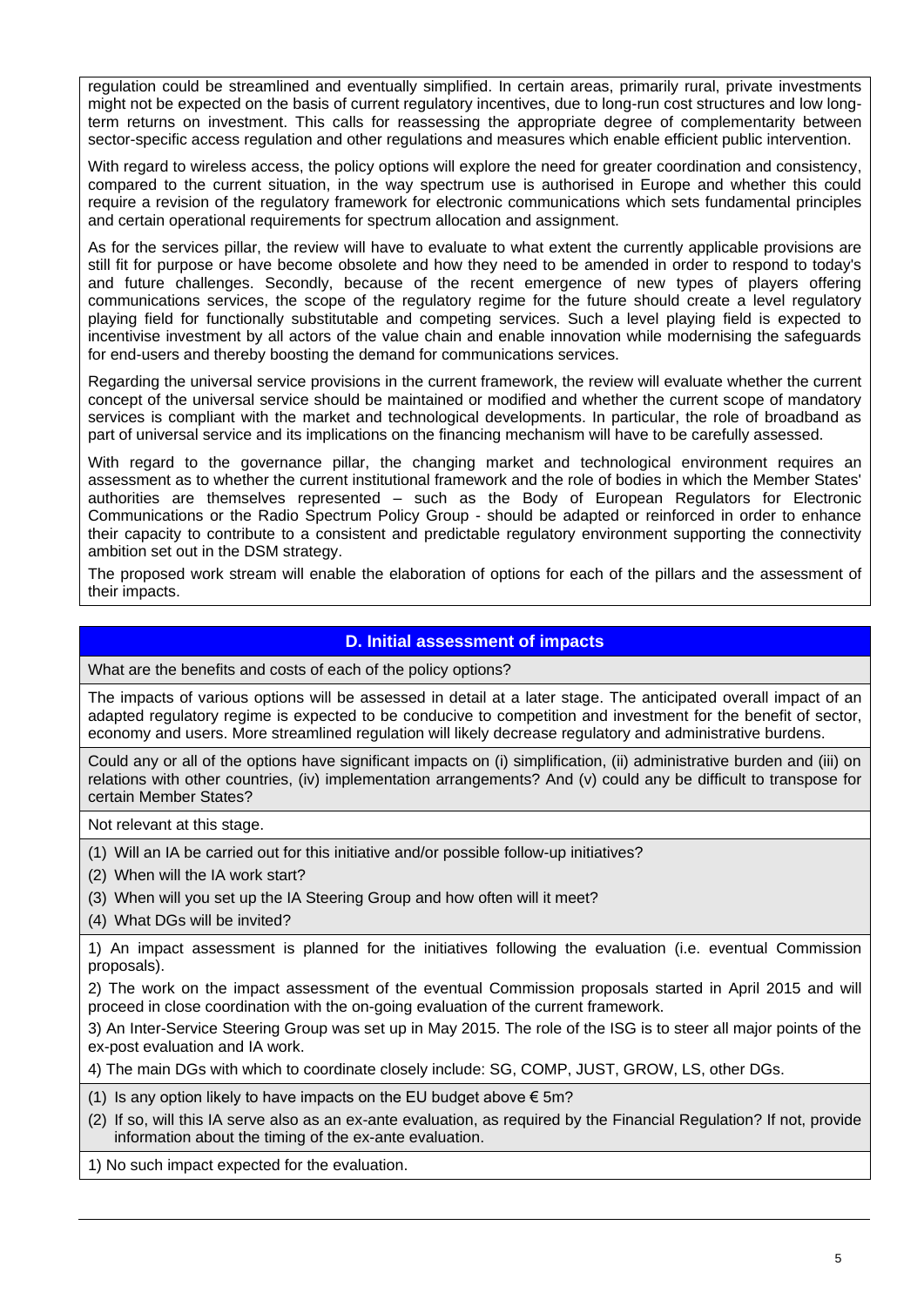regulation could be streamlined and eventually simplified. In certain areas, primarily rural, private investments might not be expected on the basis of current regulatory incentives, due to long-run cost structures and low long-term returns on investment. This calls for reassessing the appropriate degree of complementarity between sector-specific access regulation and other regulations and measures which enable efficient public intervention.

With regard to wireless access, the policy options will explore the need for greater coordination and consistency, compared to the current situation, in the way spectrum use is authorised in Europe and whether this could require a revision of the regulatory framework for electronic communications which sets fundamental principles and certain operational requirements for spectrum allocation and assignment.

As for the services pillar, the review will have to evaluate to what extent the currently applicable provisions are still fit for purpose or have become obsolete and how they need to be amended in order to respond to today's and future challenges. Secondly, because of the recent emergence of new types of players offering communications services, the scope of the regulatory regime for the future should create a level regulatory playing field for functionally substitutable and competing services. Such a level playing field is expected to incentivise investment by all actors of the value chain and enable innovation while modernising the safeguards for end-users and thereby boosting the demand for communications services.

Regarding the universal service provisions in the current framework, the review will evaluate whether the current concept of the universal service should be maintained or modified and whether the current scope of mandatory services is compliant with the market and technological developments. In particular, the role of broadband as part of universal service and its implications on the financing mechanism will have to be carefully assessed.

With regard to the governance pillar, the changing market and technological environment requires an assessment as to whether the current institutional framework and the role of bodies in which the Member States' authorities are themselves represented – such as the Body of European Regulators for Electronic Communications or the Radio Spectrum Policy Group - should be adapted or reinforced in order to enhance their capacity to contribute to a consistent and predictable regulatory environment supporting the connectivity ambition set out in the DSM strategy.

The proposed work stream will enable the elaboration of options for each of the pillars and the assessment of their impacts.

## D. Initial assessment of impacts

What are the benefits and costs of each of the policy options?

The impacts of various options will be assessed in detail at a later stage. The anticipated overall impact of an adapted regulatory regime is expected to be conducive to competition and investment for the benefit of sector, economy and users. More streamlined regulation will likely decrease regulatory and administrative burdens.

Could any or all of the options have significant impacts on (i) simplification, (ii) administrative burden and (iii) on relations with other countries, (iv) implementation arrangements? And (v) could any be difficult to transpose for certain Member States?

Not relevant at this stage.

(1) Will an IA be carried out for this initiative and/or possible follow-up initiatives?
(2) When will the IA work start?
(3) When will you set up the IA Steering Group and how often will it meet?
(4) What DGs will be invited?

1) An impact assessment is planned for the initiatives following the evaluation (i.e. eventual Commission proposals).

2) The work on the impact assessment of the eventual Commission proposals started in April 2015 and will proceed in close coordination with the on-going evaluation of the current framework.

3) An Inter-Service Steering Group was set up in May 2015. The role of the ISG is to steer all major points of the ex-post evaluation and IA work.

4) The main DGs with which to coordinate closely include: SG, COMP, JUST, GROW, LS, other DGs.

(1) Is any option likely to have impacts on the EU budget above € 5m?
(2) If so, will this IA serve also as an ex-ante evaluation, as required by the Financial Regulation? If not, provide information about the timing of the ex-ante evaluation.

1) No such impact expected for the evaluation.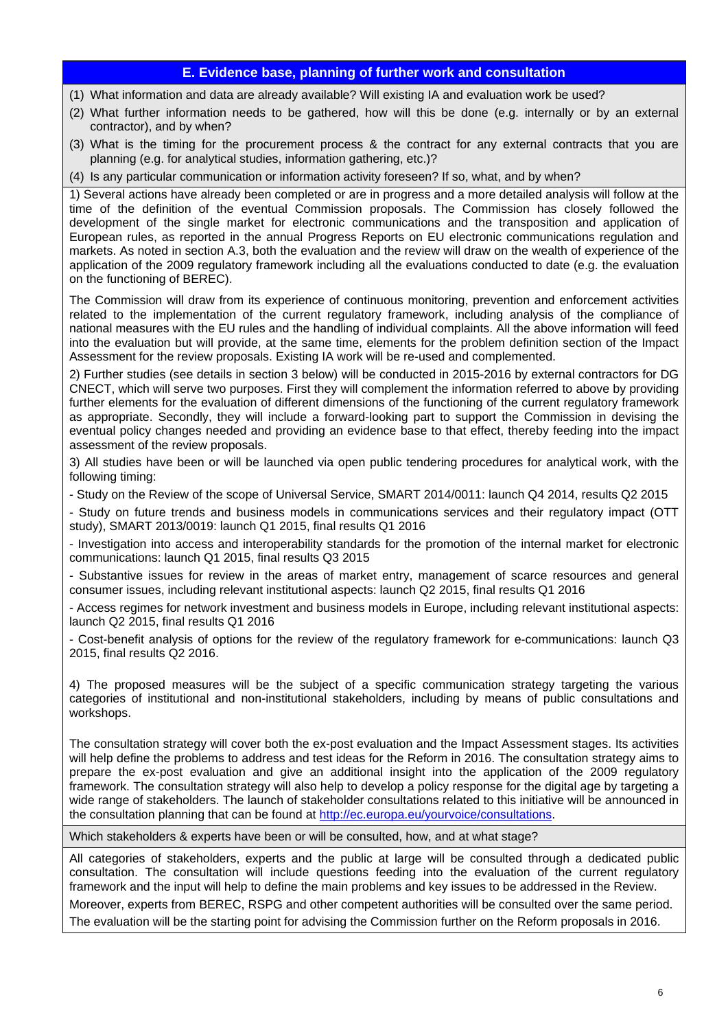## E. Evidence base, planning of further work and consultation

(1) What information and data are already available? Will existing IA and evaluation work be used?

(2) What further information needs to be gathered, how will this be done (e.g. internally or by an external contractor), and by when?

(3) What is the timing for the procurement process & the contract for any external contracts that you are planning (e.g. for analytical studies, information gathering, etc.)?

(4) Is any particular communication or information activity foreseen? If so, what, and by when?

1) Several actions have already been completed or are in progress and a more detailed analysis will follow at the time of the definition of the eventual Commission proposals. The Commission has closely followed the development of the single market for electronic communications and the transposition and application of European rules, as reported in the annual Progress Reports on EU electronic communications regulation and markets. As noted in section A.3, both the evaluation and the review will draw on the wealth of experience of the application of the 2009 regulatory framework including all the evaluations conducted to date (e.g. the evaluation on the functioning of BEREC).

The Commission will draw from its experience of continuous monitoring, prevention and enforcement activities related to the implementation of the current regulatory framework, including analysis of the compliance of national measures with the EU rules and the handling of individual complaints. All the above information will feed into the evaluation but will provide, at the same time, elements for the problem definition section of the Impact Assessment for the review proposals. Existing IA work will be re-used and complemented.

2) Further studies (see details in section 3 below) will be conducted in 2015-2016 by external contractors for DG CNECT, which will serve two purposes. First they will complement the information referred to above by providing further elements for the evaluation of different dimensions of the functioning of the current regulatory framework as appropriate. Secondly, they will include a forward-looking part to support the Commission in devising the eventual policy changes needed and providing an evidence base to that effect, thereby feeding into the impact assessment of the review proposals.

3) All studies have been or will be launched via open public tendering procedures for analytical work, with the following timing:

- Study on the Review of the scope of Universal Service, SMART 2014/0011: launch Q4 2014, results Q2 2015
- Study on future trends and business models in communications services and their regulatory impact (OTT study), SMART 2013/0019: launch Q1 2015, final results Q1 2016
- Investigation into access and interoperability standards for the promotion of the internal market for electronic communications: launch Q1 2015, final results Q3 2015
- Substantive issues for review in the areas of market entry, management of scarce resources and general consumer issues, including relevant institutional aspects: launch Q2 2015, final results Q1 2016
- Access regimes for network investment and business models in Europe, including relevant institutional aspects: launch Q2 2015, final results Q1 2016
- Cost-benefit analysis of options for the review of the regulatory framework for e-communications: launch Q3 2015, final results Q2 2016.

4) The proposed measures will be the subject of a specific communication strategy targeting the various categories of institutional and non-institutional stakeholders, including by means of public consultations and workshops.

The consultation strategy will cover both the ex-post evaluation and the Impact Assessment stages. Its activities will help define the problems to address and test ideas for the Reform in 2016. The consultation strategy aims to prepare the ex-post evaluation and give an additional insight into the application of the 2009 regulatory framework. The consultation strategy will also help to develop a policy response for the digital age by targeting a wide range of stakeholders. The launch of stakeholder consultations related to this initiative will be announced in the consultation planning that can be found at [http://ec.europa.eu/yourvoice/consultations](http://ec.europa.eu/yourvoice/consultations).

Which stakeholders & experts have been or will be consulted, how, and at what stage?

All categories of stakeholders, experts and the public at large will be consulted through a dedicated public consultation. The consultation will include questions feeding into the evaluation of the current regulatory framework and the input will help to define the main problems and key issues to be addressed in the Review.

Moreover, experts from BEREC, RSPG and other competent authorities will be consulted over the same period.

The evaluation will be the starting point for advising the Commission further on the Reform proposals in 2016.